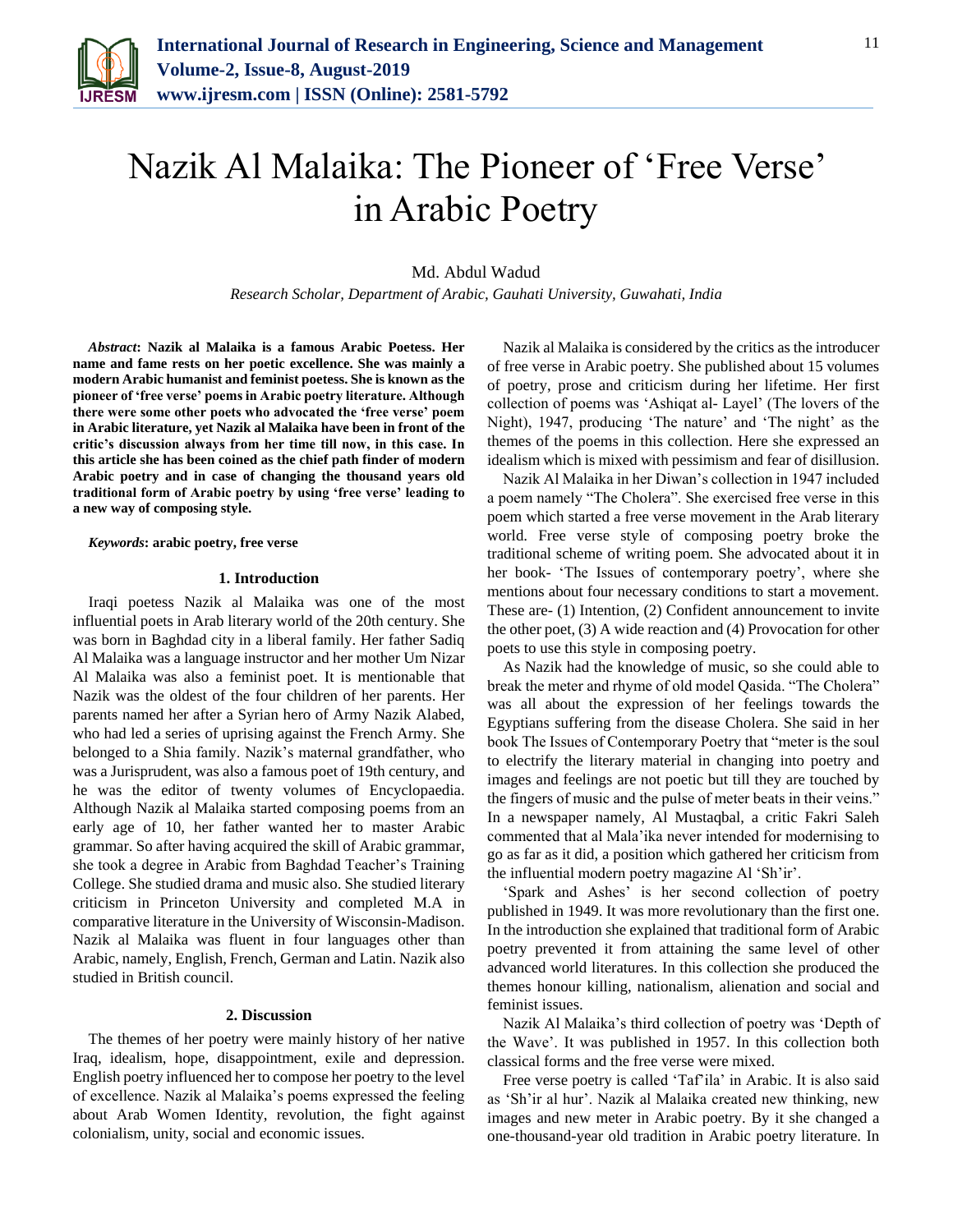# Nazik Al Malaika: The Pioneer of 'Free Verse' in Arabic Poetry

Md. Abdul Wadud

*Research Scholar, Department of Arabic, Gauhati University, Guwahati, India*

***Abstract*: Nazik al Malaika is a famous Arabic Poetess. Her name and fame rests on her poetic excellence. She was mainly a modern Arabic humanist and feminist poetess. She is known as the pioneer of 'free verse' poems in Arabic poetry literature. Although there were some other poets who advocated the 'free verse' poem in Arabic literature, yet Nazik al Malaika have been in front of the critic's discussion always from her time till now, in this case. In this article she has been coined as the chief path finder of modern Arabic poetry and in case of changing the thousand years old traditional form of Arabic poetry by using 'free verse' leading to a new way of composing style.**

***Keywords*: arabic poetry, free verse**

## 1. Introduction

Iraqi poetess Nazik al Malaika was one of the most influential poets in Arab literary world of the 20th century. She was born in Baghdad city in a liberal family. Her father Sadiq Al Malaika was a language instructor and her mother Um Nizar Al Malaika was also a feminist poet. It is mentionable that Nazik was the oldest of the four children of her parents. Her parents named her after a Syrian hero of Army Nazik Alabed, who had led a series of uprising against the French Army. She belonged to a Shia family. Nazik's maternal grandfather, who was a Jurisprudent, was also a famous poet of 19th century, and he was the editor of twenty volumes of Encyclopaedia. Although Nazik al Malaika started composing poems from an early age of 10, her father wanted her to master Arabic grammar. So after having acquired the skill of Arabic grammar, she took a degree in Arabic from Baghdad Teacher's Training College. She studied drama and music also. She studied literary criticism in Princeton University and completed M.A in comparative literature in the University of Wisconsin-Madison. Nazik al Malaika was fluent in four languages other than Arabic, namely, English, French, German and Latin. Nazik also studied in British council.

## 2. Discussion

The themes of her poetry were mainly history of her native Iraq, idealism, hope, disappointment, exile and depression. English poetry influenced her to compose her poetry to the level of excellence. Nazik al Malaika's poems expressed the feeling about Arab Women Identity, revolution, the fight against colonialism, unity, social and economic issues.

Nazik al Malaika is considered by the critics as the introducer of free verse in Arabic poetry. She published about 15 volumes of poetry, prose and criticism during her lifetime. Her first collection of poems was 'Ashiqat al- Layel' (The lovers of the Night), 1947, producing 'The nature' and 'The night' as the themes of the poems in this collection. Here she expressed an idealism which is mixed with pessimism and fear of disillusion.

Nazik Al Malaika in her Diwan's collection in 1947 included a poem namely "The Cholera". She exercised free verse in this poem which started a free verse movement in the Arab literary world. Free verse style of composing poetry broke the traditional scheme of writing poem. She advocated about it in her book- 'The Issues of contemporary poetry', where she mentions about four necessary conditions to start a movement. These are- (1) Intention, (2) Confident announcement to invite the other poet, (3) A wide reaction and (4) Provocation for other poets to use this style in composing poetry.

As Nazik had the knowledge of music, so she could able to break the meter and rhyme of old model Qasida. "The Cholera" was all about the expression of her feelings towards the Egyptians suffering from the disease Cholera. She said in her book The Issues of Contemporary Poetry that "meter is the soul to electrify the literary material in changing into poetry and images and feelings are not poetic but till they are touched by the fingers of music and the pulse of meter beats in their veins." In a newspaper namely, Al Mustaqbal, a critic Fakri Saleh commented that al Mala'ika never intended for modernising to go as far as it did, a position which gathered her criticism from the influential modern poetry magazine Al 'Sh'ir'.

'Spark and Ashes' is her second collection of poetry published in 1949. It was more revolutionary than the first one. In the introduction she explained that traditional form of Arabic poetry prevented it from attaining the same level of other advanced world literatures. In this collection she produced the themes honour killing, nationalism, alienation and social and feminist issues.

Nazik Al Malaika's third collection of poetry was 'Depth of the Wave'. It was published in 1957. In this collection both classical forms and the free verse were mixed.

Free verse poetry is called 'Taf'ila' in Arabic. It is also said as 'Sh'ir al hur'. Nazik al Malaika created new thinking, new images and new meter in Arabic poetry. By it she changed a one-thousand-year old tradition in Arabic poetry literature. In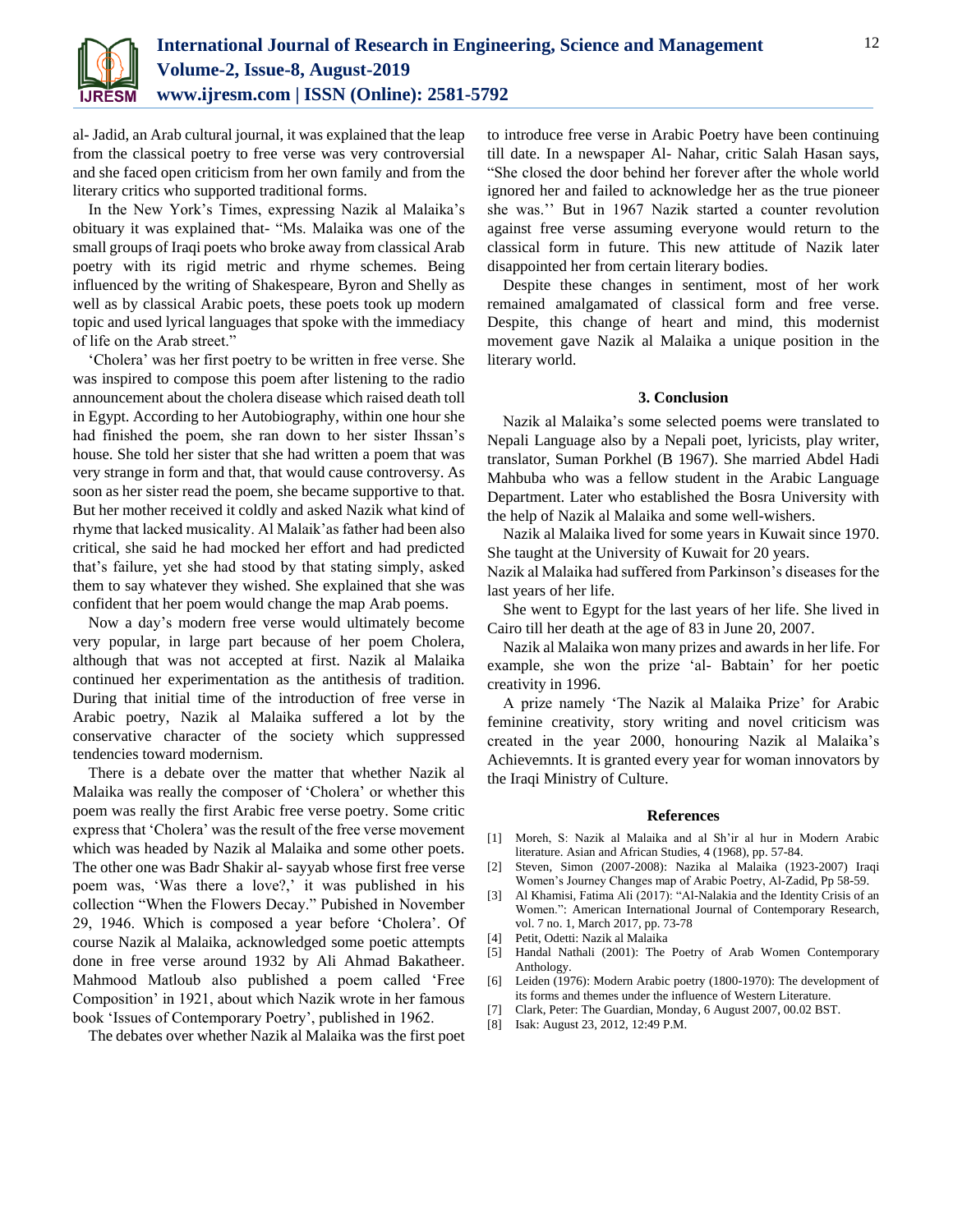al- Jadid, an Arab cultural journal, it was explained that the leap from the classical poetry to free verse was very controversial and she faced open criticism from her own family and from the literary critics who supported traditional forms.

In the New York's Times, expressing Nazik al Malaika's obituary it was explained that- "Ms. Malaika was one of the small groups of Iraqi poets who broke away from classical Arab poetry with its rigid metric and rhyme schemes. Being influenced by the writing of Shakespeare, Byron and Shelly as well as by classical Arabic poets, these poets took up modern topic and used lyrical languages that spoke with the immediacy of life on the Arab street."

'Cholera' was her first poetry to be written in free verse. She was inspired to compose this poem after listening to the radio announcement about the cholera disease which raised death toll in Egypt. According to her Autobiography, within one hour she had finished the poem, she ran down to her sister Ihssan's house. She told her sister that she had written a poem that was very strange in form and that, that would cause controversy. As soon as her sister read the poem, she became supportive to that. But her mother received it coldly and asked Nazik what kind of rhyme that lacked musicality. Al Malaik'as father had been also critical, she said he had mocked her effort and had predicted that's failure, yet she had stood by that stating simply, asked them to say whatever they wished. She explained that she was confident that her poem would change the map Arab poems.

Now a day's modern free verse would ultimately become very popular, in large part because of her poem Cholera, although that was not accepted at first. Nazik al Malaika continued her experimentation as the antithesis of tradition. During that initial time of the introduction of free verse in Arabic poetry, Nazik al Malaika suffered a lot by the conservative character of the society which suppressed tendencies toward modernism.

There is a debate over the matter that whether Nazik al Malaika was really the composer of 'Cholera' or whether this poem was really the first Arabic free verse poetry. Some critic express that 'Cholera' was the result of the free verse movement which was headed by Nazik al Malaika and some other poets. The other one was Badr Shakir al- sayyab whose first free verse poem was, 'Was there a love?,' it was published in his collection "When the Flowers Decay." Pubished in November 29, 1946. Which is composed a year before 'Cholera'. Of course Nazik al Malaika, acknowledged some poetic attempts done in free verse around 1932 by Ali Ahmad Bakatheer. Mahmood Matloub also published a poem called 'Free Composition' in 1921, about which Nazik wrote in her famous book 'Issues of Contemporary Poetry', published in 1962.

The debates over whether Nazik al Malaika was the first poet to introduce free verse in Arabic Poetry have been continuing till date. In a newspaper Al- Nahar, critic Salah Hasan says, "She closed the door behind her forever after the whole world ignored her and failed to acknowledge her as the true pioneer she was.'' But in 1967 Nazik started a counter revolution against free verse assuming everyone would return to the classical form in future. This new attitude of Nazik later disappointed her from certain literary bodies.

Despite these changes in sentiment, most of her work remained amalgamated of classical form and free verse. Despite, this change of heart and mind, this modernist movement gave Nazik al Malaika a unique position in the literary world.

## 3. Conclusion

Nazik al Malaika's some selected poems were translated to Nepali Language also by a Nepali poet, lyricists, play writer, translator, Suman Porkhel (B 1967). She married Abdel Hadi Mahbuba who was a fellow student in the Arabic Language Department. Later who established the Bosra University with the help of Nazik al Malaika and some well-wishers.

Nazik al Malaika lived for some years in Kuwait since 1970. She taught at the University of Kuwait for 20 years.

Nazik al Malaika had suffered from Parkinson's diseases for the last years of her life.

She went to Egypt for the last years of her life. She lived in Cairo till her death at the age of 83 in June 20, 2007.

Nazik al Malaika won many prizes and awards in her life. For example, she won the prize 'al- Babtain' for her poetic creativity in 1996.

A prize namely 'The Nazik al Malaika Prize' for Arabic feminine creativity, story writing and novel criticism was created in the year 2000, honouring Nazik al Malaika's Achievemnts. It is granted every year for woman innovators by the Iraqi Ministry of Culture.

## References

[1] Moreh, S: Nazik al Malaika and al Sh'ir al hur in Modern Arabic literature. Asian and African Studies, 4 (1968), pp. 57-84.
[2] Steven, Simon (2007-2008): Nazika al Malaika (1923-2007) Iraqi Women's Journey Changes map of Arabic Poetry, Al-Zadid, Pp 58-59.
[3] Al Khamisi, Fatima Ali (2017): "Al-Nalakia and the Identity Crisis of an Women.": American International Journal of Contemporary Research, vol. 7 no. 1, March 2017, pp. 73-78
[4] Petit, Odetti: Nazik al Malaika
[5] Handal Nathali (2001): The Poetry of Arab Women Contemporary Anthology.
[6] Leiden (1976): Modern Arabic poetry (1800-1970): The development of its forms and themes under the influence of Western Literature.
[7] Clark, Peter: The Guardian, Monday, 6 August 2007, 00.02 BST.
[8] Isak: August 23, 2012, 12:49 P.M.